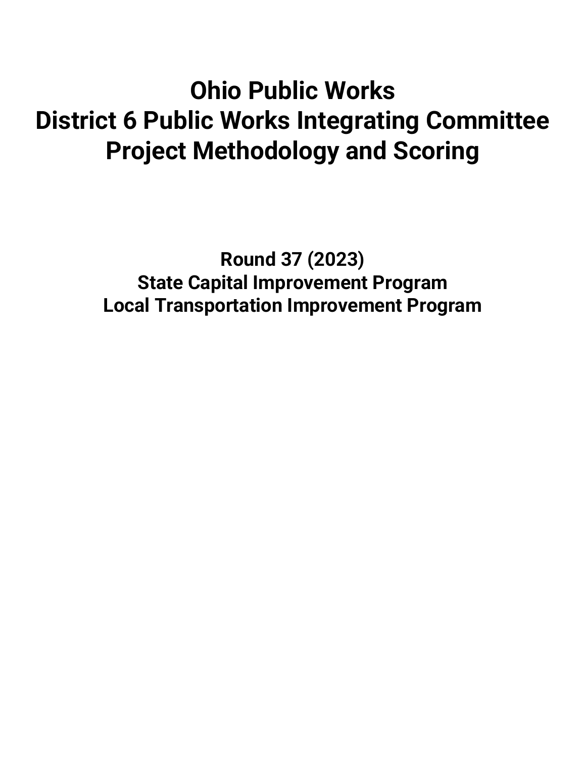# Ohio Public Works
# District 6 Public Works Integrating Committee
# Project Methodology and Scoring

## Round 37 (2023)
## State Capital Improvement Program
## Local Transportation Improvement Program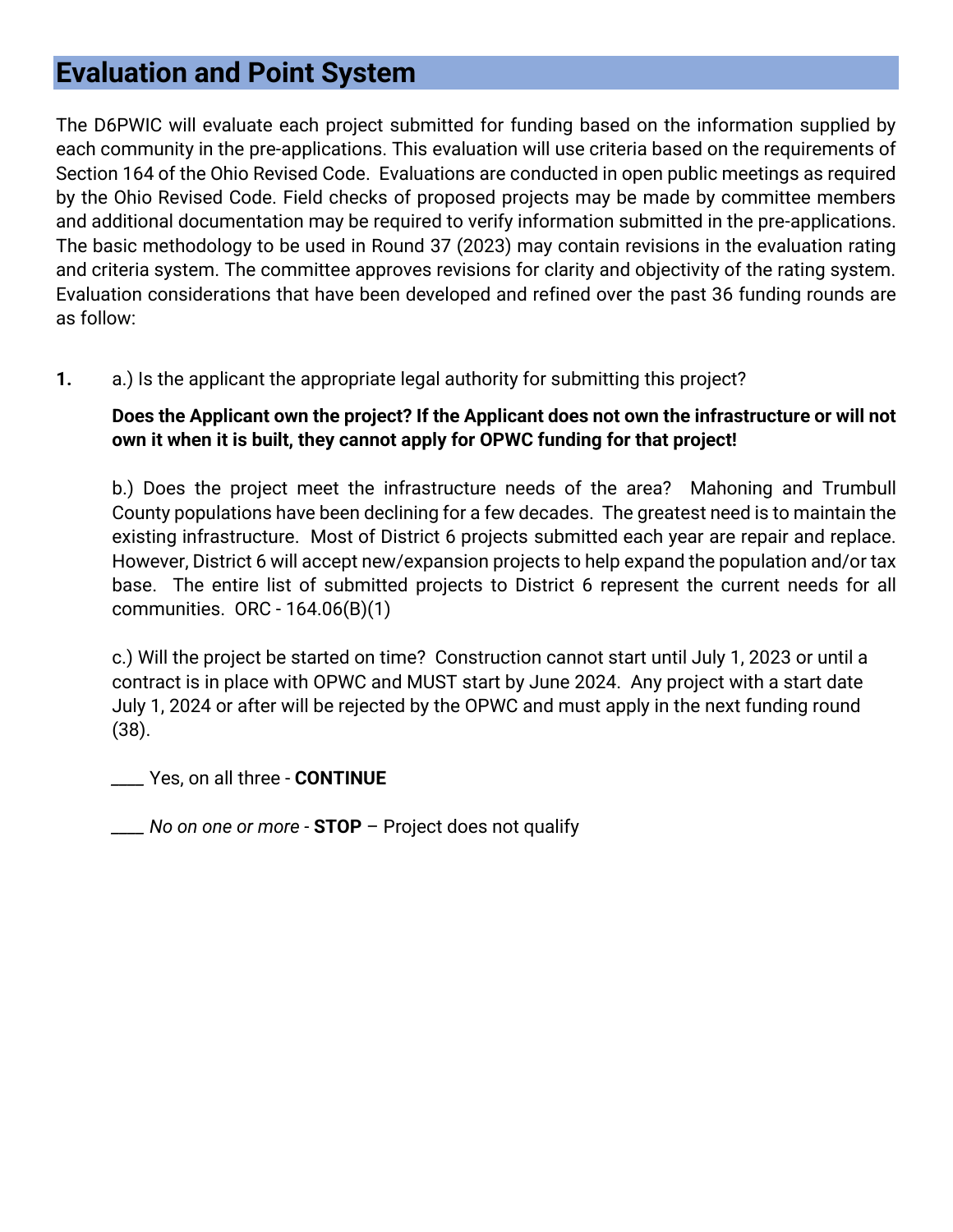## Evaluation and Point System

The D6PWIC will evaluate each project submitted for funding based on the information supplied by each community in the pre-applications. This evaluation will use criteria based on the requirements of Section 164 of the Ohio Revised Code. Evaluations are conducted in open public meetings as required by the Ohio Revised Code. Field checks of proposed projects may be made by committee members and additional documentation may be required to verify information submitted in the pre-applications. The basic methodology to be used in Round 37 (2023) may contain revisions in the evaluation rating and criteria system. The committee approves revisions for clarity and objectivity of the rating system. Evaluation considerations that have been developed and refined over the past 36 funding rounds are as follow:

**1.** a.) Is the applicant the appropriate legal authority for submitting this project?

**Does the Applicant own the project? If the Applicant does not own the infrastructure or will not own it when it is built, they cannot apply for OPWC funding for that project!**

b.) Does the project meet the infrastructure needs of the area? Mahoning and Trumbull County populations have been declining for a few decades. The greatest need is to maintain the existing infrastructure. Most of District 6 projects submitted each year are repair and replace. However, District 6 will accept new/expansion projects to help expand the population and/or tax base. The entire list of submitted projects to District 6 represent the current needs for all communities. ORC - 164.06(B)(1)

c.) Will the project be started on time? Construction cannot start until July 1, 2023 or until a contract is in place with OPWC and MUST start by June 2024. Any project with a start date July 1, 2024 or after will be rejected by the OPWC and must apply in the next funding round (38).

____ Yes, on all three - **CONTINUE**

____ *No on one or more* - **STOP** – Project does not qualify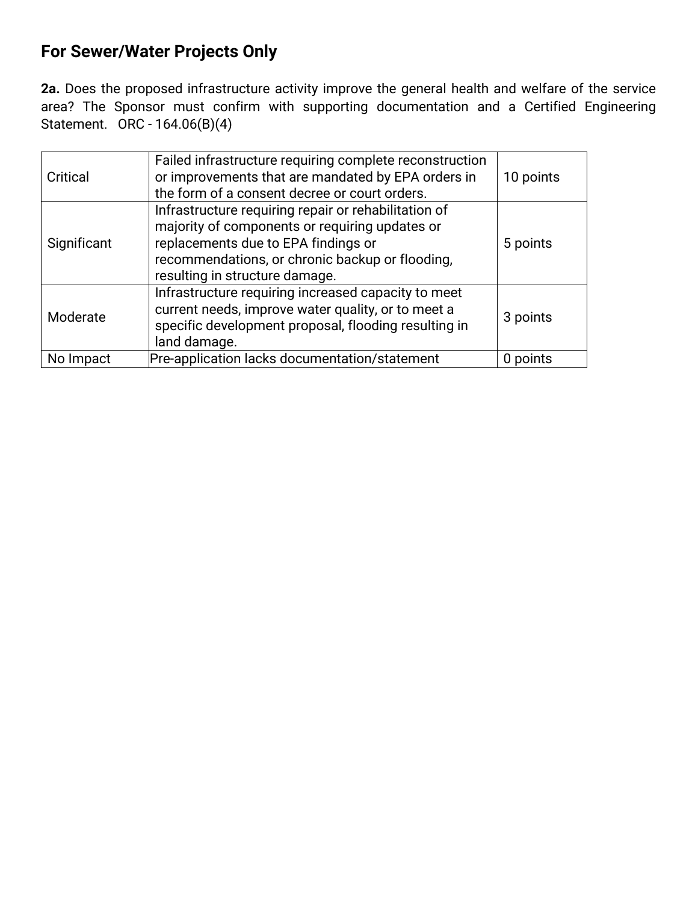## For Sewer/Water Projects Only

**2a.** Does the proposed infrastructure activity improve the general health and welfare of the service area? The Sponsor must confirm with supporting documentation and a Certified Engineering Statement. ORC - 164.06(B)(4)

| | | |
|---|---|---|
| Critical | Failed infrastructure requiring complete reconstruction or improvements that are mandated by EPA orders in the form of a consent decree or court orders. | 10 points |
| Significant | Infrastructure requiring repair or rehabilitation of majority of components or requiring updates or replacements due to EPA findings or recommendations, or chronic backup or flooding, resulting in structure damage. | 5 points |
| Moderate | Infrastructure requiring increased capacity to meet current needs, improve water quality, or to meet a specific development proposal, flooding resulting in land damage. | 3 points |
| No Impact | Pre-application lacks documentation/statement | 0 points |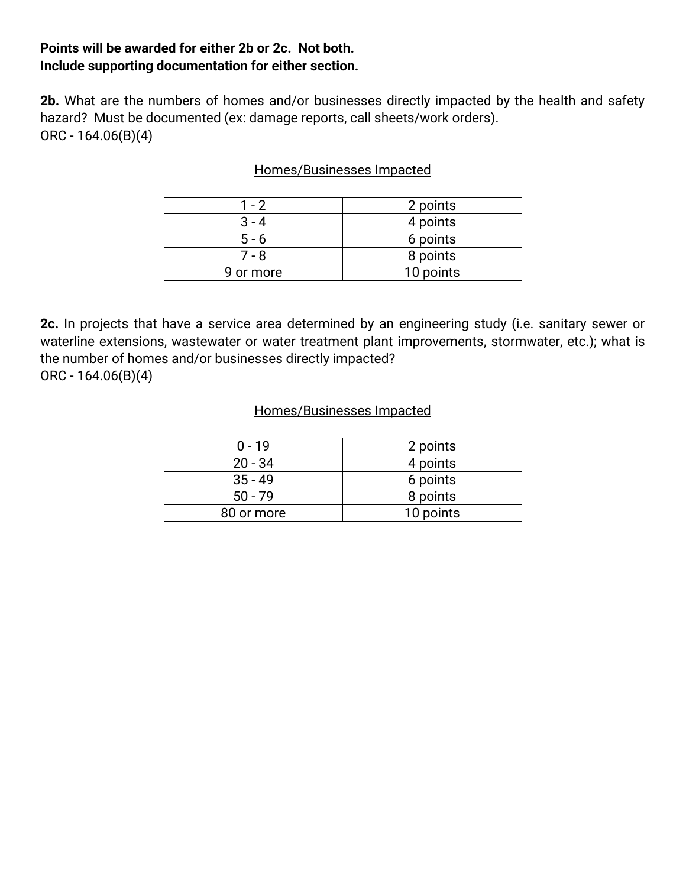**Points will be awarded for either 2b or 2c. Not both.**
**Include supporting documentation for either section.**

**2b.** What are the numbers of homes and/or businesses directly impacted by the health and safety hazard? Must be documented (ex: damage reports, call sheets/work orders).
ORC - 164.06(B)(4)

Homes/Businesses Impacted

| | |
|---|---|
| 1 - 2 | 2 points |
| 3 - 4 | 4 points |
| 5 - 6 | 6 points |
| 7 - 8 | 8 points |
| 9 or more | 10 points |

**2c.** In projects that have a service area determined by an engineering study (i.e. sanitary sewer or waterline extensions, wastewater or water treatment plant improvements, stormwater, etc.); what is the number of homes and/or businesses directly impacted?
ORC - 164.06(B)(4)

Homes/Businesses Impacted

| | |
|---|---|
| 0 - 19 | 2 points |
| 20 - 34 | 4 points |
| 35 - 49 | 6 points |
| 50 - 79 | 8 points |
| 80 or more | 10 points |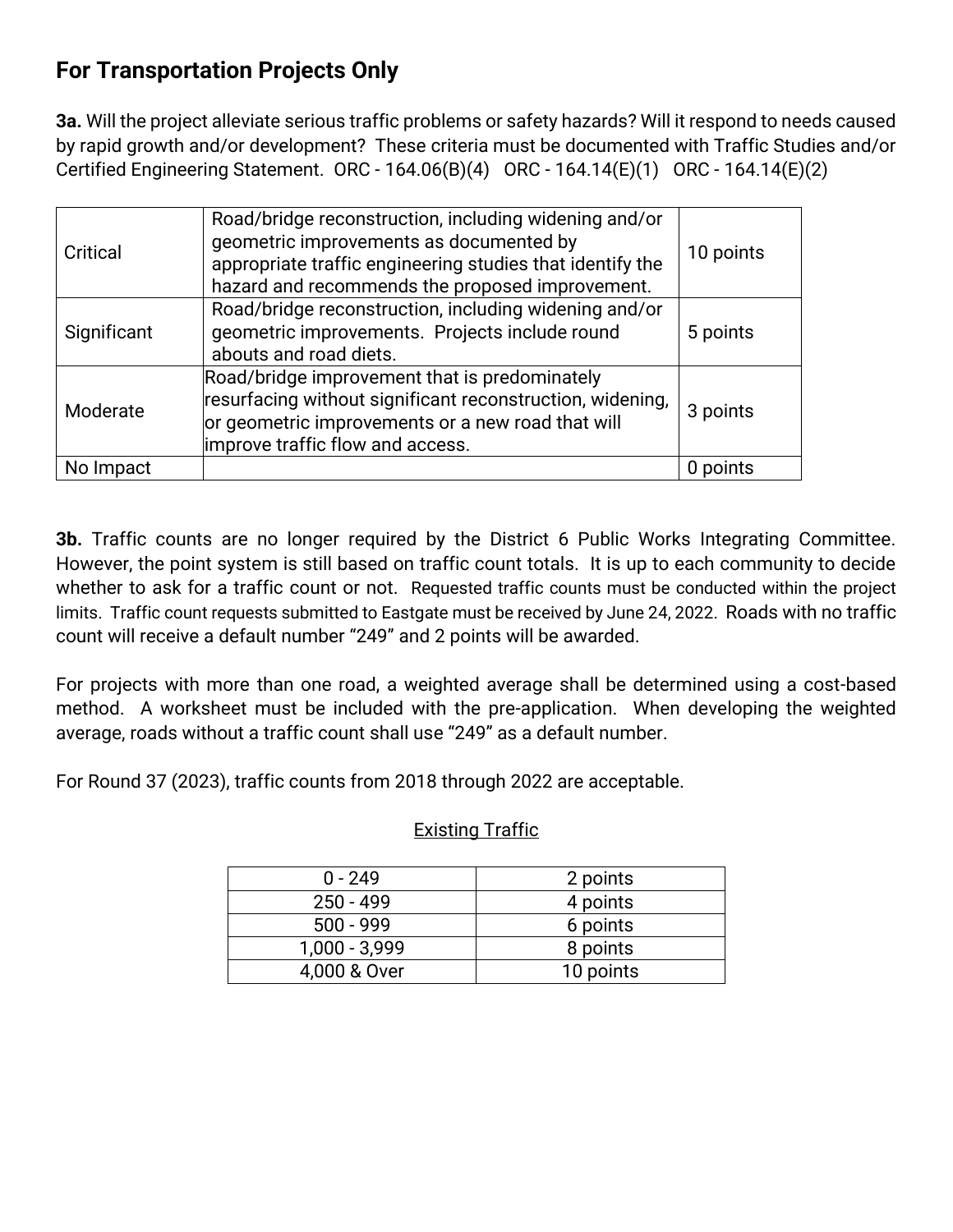## For Transportation Projects Only

**3a.** Will the project alleviate serious traffic problems or safety hazards? Will it respond to needs caused by rapid growth and/or development? These criteria must be documented with Traffic Studies and/or Certified Engineering Statement. ORC - 164.06(B)(4) ORC - 164.14(E)(1) ORC - 164.14(E)(2)

| | | |
|---|---|---|
| Critical | Road/bridge reconstruction, including widening and/or geometric improvements as documented by appropriate traffic engineering studies that identify the hazard and recommends the proposed improvement. | 10 points |
| Significant | Road/bridge reconstruction, including widening and/or geometric improvements. Projects include round abouts and road diets. | 5 points |
| Moderate | Road/bridge improvement that is predominately resurfacing without significant reconstruction, widening, or geometric improvements or a new road that will improve traffic flow and access. | 3 points |
| No Impact | | 0 points |

**3b.** Traffic counts are no longer required by the District 6 Public Works Integrating Committee. However, the point system is still based on traffic count totals. It is up to each community to decide whether to ask for a traffic count or not. Requested traffic counts must be conducted within the project limits. Traffic count requests submitted to Eastgate must be received by June 24, 2022. Roads with no traffic count will receive a default number "249" and 2 points will be awarded.

For projects with more than one road, a weighted average shall be determined using a cost-based method. A worksheet must be included with the pre-application. When developing the weighted average, roads without a traffic count shall use "249" as a default number.

For Round 37 (2023), traffic counts from 2018 through 2022 are acceptable.

<u>Existing Traffic</u>

| | |
|---|---|
| 0 - 249 | 2 points |
| 250 - 499 | 4 points |
| 500 - 999 | 6 points |
| 1,000 - 3,999 | 8 points |
| 4,000 & Over | 10 points |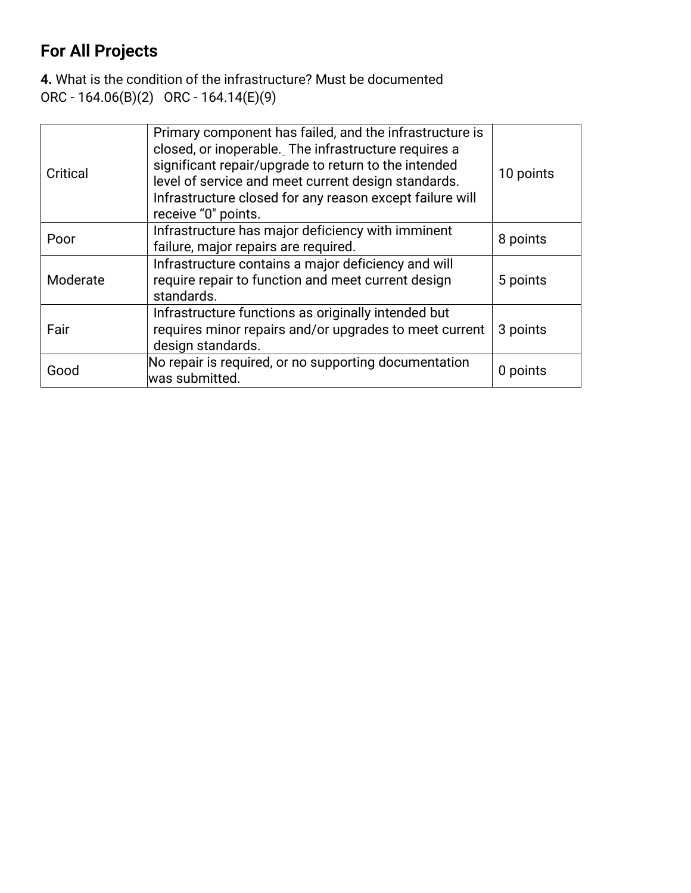## For All Projects

**4.** What is the condition of the infrastructure? Must be documented
ORC - 164.06(B)(2)   ORC - 164.14(E)(9)

| | | |
|---|---|---|
| Critical | Primary component has failed, and the infrastructure is closed, or inoperable._ The infrastructure requires a significant repair/upgrade to return to the intended level of service and meet current design standards. Infrastructure closed for any reason except failure will receive "0" points. | 10 points |
| Poor | Infrastructure has major deficiency with imminent failure, major repairs are required. | 8 points |
| Moderate | Infrastructure contains a major deficiency and will require repair to function and meet current design standards. | 5 points |
| Fair | Infrastructure functions as originally intended but requires minor repairs and/or upgrades to meet current design standards. | 3 points |
| Good | No repair is required, or no supporting documentation was submitted. | 0 points |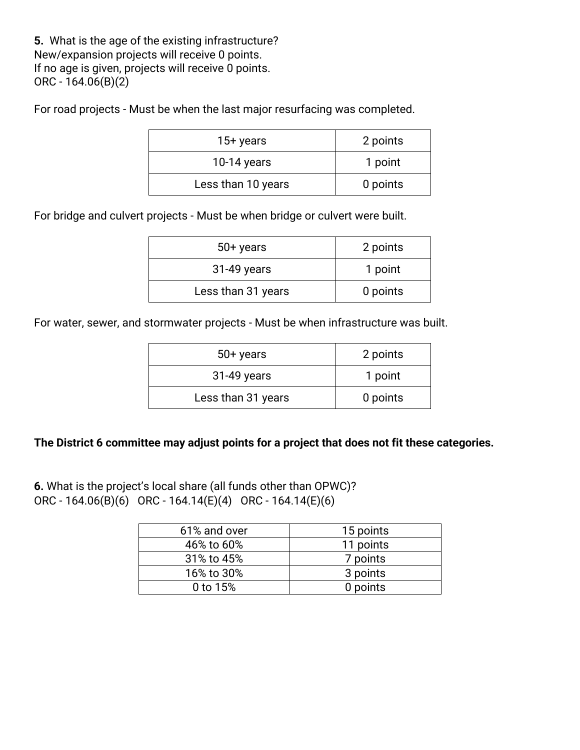**5.** What is the age of the existing infrastructure?
New/expansion projects will receive 0 points.
If no age is given, projects will receive 0 points.
ORC - 164.06(B)(2)

For road projects - Must be when the last major resurfacing was completed.

| | |
|---|---|
| 15+ years | 2 points |
| 10-14 years | 1 point |
| Less than 10 years | 0 points |

For bridge and culvert projects - Must be when bridge or culvert were built.

| | |
|---|---|
| 50+ years | 2 points |
| 31-49 years | 1 point |
| Less than 31 years | 0 points |

For water, sewer, and stormwater projects - Must be when infrastructure was built.

| | |
|---|---|
| 50+ years | 2 points |
| 31-49 years | 1 point |
| Less than 31 years | 0 points |

**The District 6 committee may adjust points for a project that does not fit these categories.**

**6.** What is the project's local share (all funds other than OPWC)?
ORC - 164.06(B)(6) ORC - 164.14(E)(4) ORC - 164.14(E)(6)

| | |
|---|---|
| 61% and over | 15 points |
| 46% to 60% | 11 points |
| 31% to 45% | 7 points |
| 16% to 30% | 3 points |
| 0 to 15% | 0 points |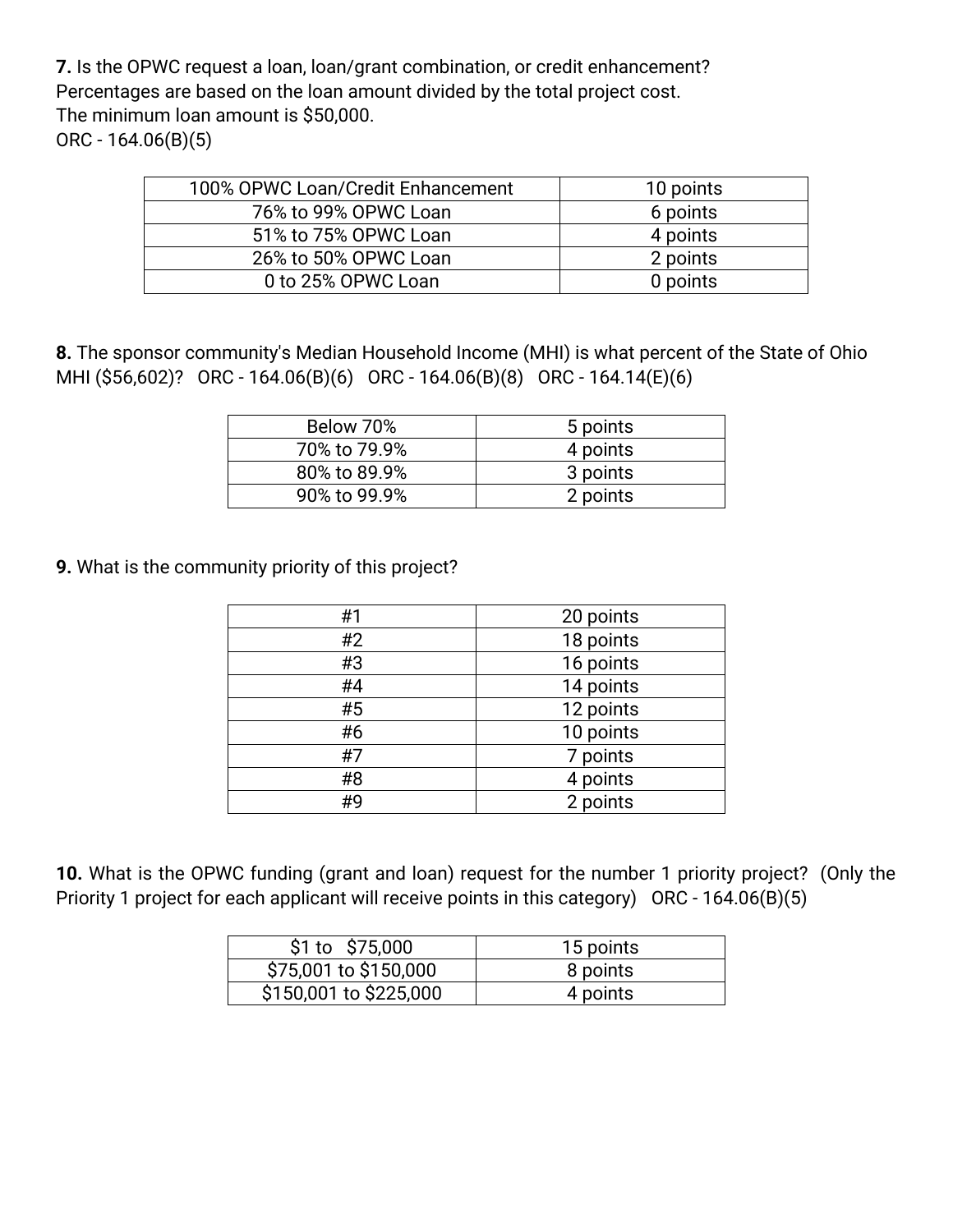**7.** Is the OPWC request a loan, loan/grant combination, or credit enhancement?
Percentages are based on the loan amount divided by the total project cost.
The minimum loan amount is $50,000.
ORC - 164.06(B)(5)

| 100% OPWC Loan/Credit Enhancement | 10 points |
|---|---|
| 76% to 99% OPWC Loan | 6 points |
| 51% to 75% OPWC Loan | 4 points |
| 26% to 50% OPWC Loan | 2 points |
| 0 to 25% OPWC Loan | 0 points |

**8.** The sponsor community's Median Household Income (MHI) is what percent of the State of Ohio MHI ($56,602)? ORC - 164.06(B)(6) ORC - 164.06(B)(8) ORC - 164.14(E)(6)

| Below 70% | 5 points |
|---|---|
| 70% to 79.9% | 4 points |
| 80% to 89.9% | 3 points |
| 90% to 99.9% | 2 points |

**9.** What is the community priority of this project?

| #1 | 20 points |
|---|---|
| #2 | 18 points |
| #3 | 16 points |
| #4 | 14 points |
| #5 | 12 points |
| #6 | 10 points |
| #7 | 7 points |
| #8 | 4 points |
| #9 | 2 points |

**10.** What is the OPWC funding (grant and loan) request for the number 1 priority project? (Only the Priority 1 project for each applicant will receive points in this category) ORC - 164.06(B)(5)

| $1 to $75,000 | 15 points |
|---|---|
| $75,001 to $150,000 | 8 points |
| $150,001 to $225,000 | 4 points |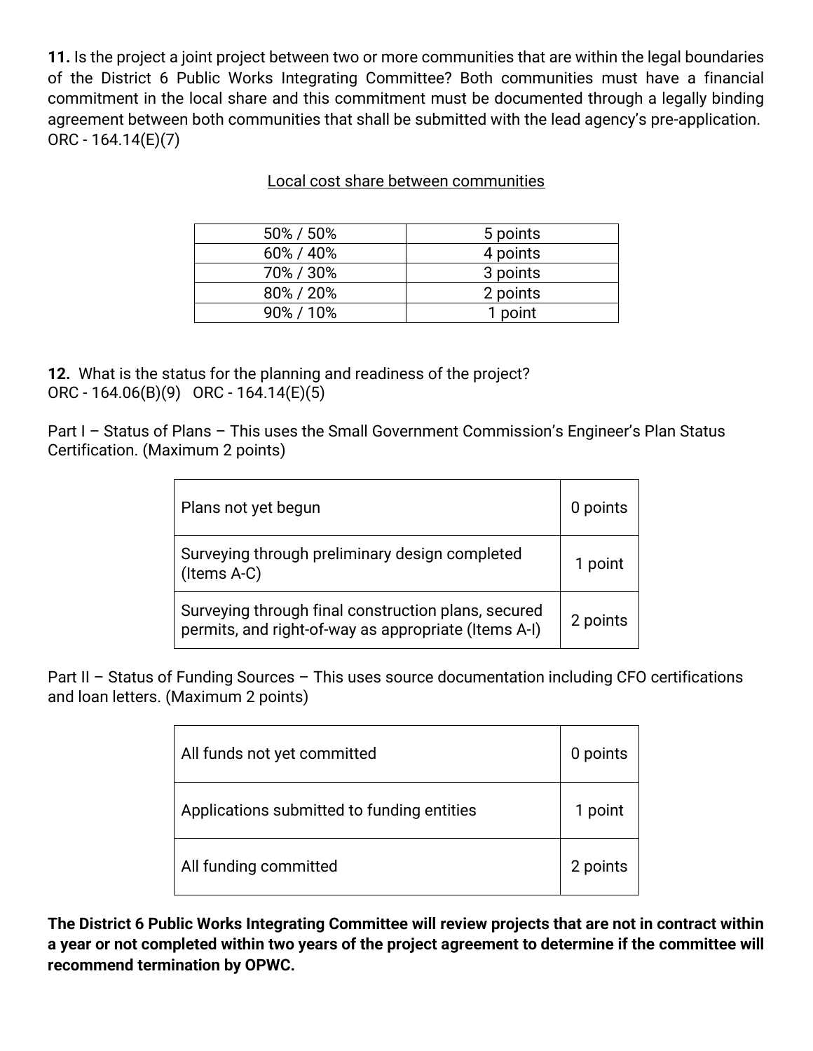**11.** Is the project a joint project between two or more communities that are within the legal boundaries of the District 6 Public Works Integrating Committee? Both communities must have a financial commitment in the local share and this commitment must be documented through a legally binding agreement between both communities that shall be submitted with the lead agency's pre-application. ORC - 164.14(E)(7)

Local cost share between communities

| | |
|---|---|
| 50% / 50% | 5 points |
| 60% / 40% | 4 points |
| 70% / 30% | 3 points |
| 80% / 20% | 2 points |
| 90% / 10% | 1 point |

**12.** What is the status for the planning and readiness of the project?
ORC - 164.06(B)(9) ORC - 164.14(E)(5)

Part I – Status of Plans – This uses the Small Government Commission's Engineer's Plan Status Certification. (Maximum 2 points)

| | |
|---|---|
| Plans not yet begun | 0 points |
| Surveying through preliminary design completed (Items A-C) | 1 point |
| Surveying through final construction plans, secured permits, and right-of-way as appropriate (Items A-I) | 2 points |

Part II – Status of Funding Sources – This uses source documentation including CFO certifications and loan letters. (Maximum 2 points)

| | |
|---|---|
| All funds not yet committed | 0 points |
| Applications submitted to funding entities | 1 point |
| All funding committed | 2 points |

**The District 6 Public Works Integrating Committee will review projects that are not in contract within a year or not completed within two years of the project agreement to determine if the committee will recommend termination by OPWC.**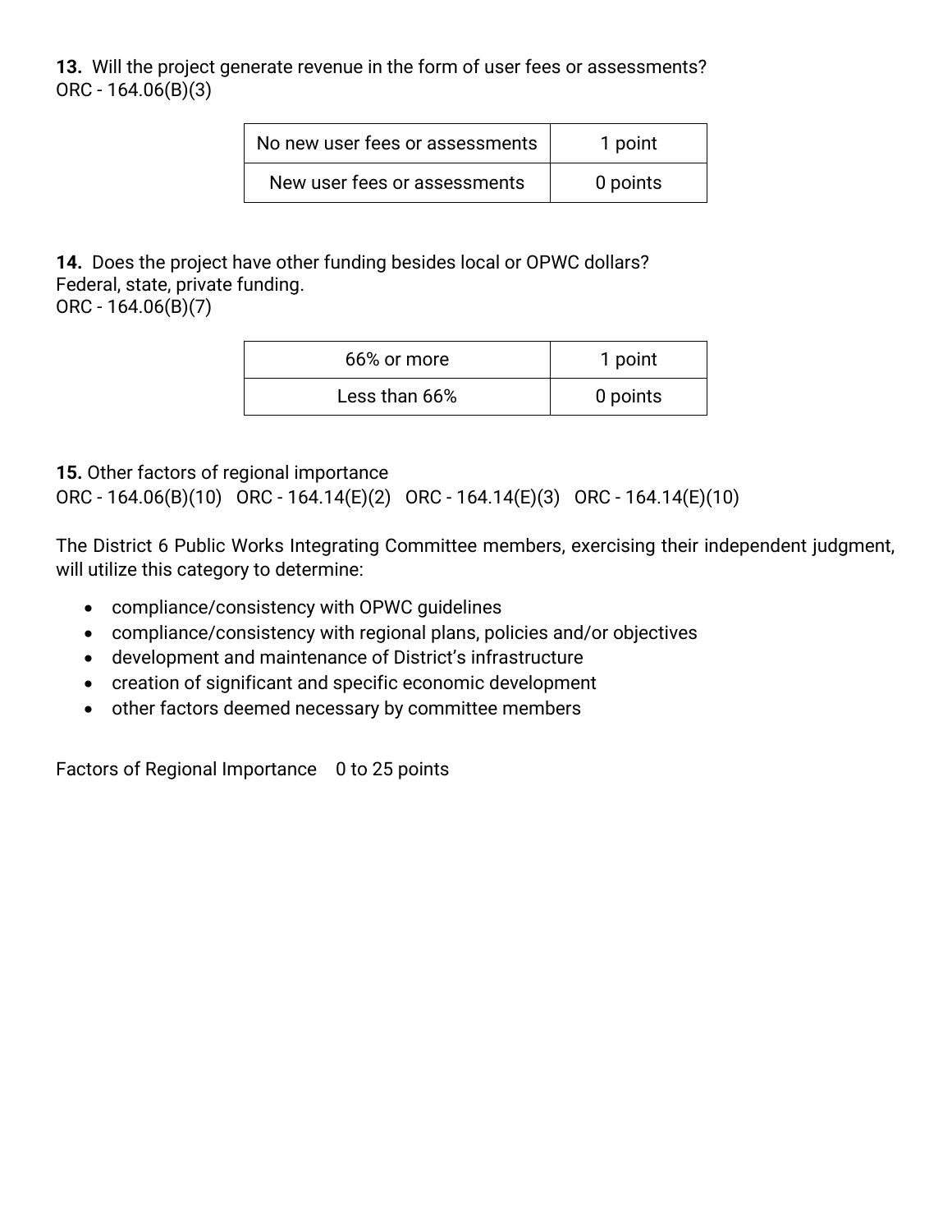**13.** Will the project generate revenue in the form of user fees or assessments?
ORC - 164.06(B)(3)

| No new user fees or assessments | 1 point |
|---|---|
| New user fees or assessments | 0 points |

**14.** Does the project have other funding besides local or OPWC dollars?
Federal, state, private funding.
ORC - 164.06(B)(7)

| 66% or more | 1 point |
|---|---|
| Less than 66% | 0 points |

**15.** Other factors of regional importance
ORC - 164.06(B)(10) ORC - 164.14(E)(2) ORC - 164.14(E)(3) ORC - 164.14(E)(10)

The District 6 Public Works Integrating Committee members, exercising their independent judgment, will utilize this category to determine:

- compliance/consistency with OPWC guidelines
- compliance/consistency with regional plans, policies and/or objectives
- development and maintenance of District's infrastructure
- creation of significant and specific economic development
- other factors deemed necessary by committee members

Factors of Regional Importance 0 to 25 points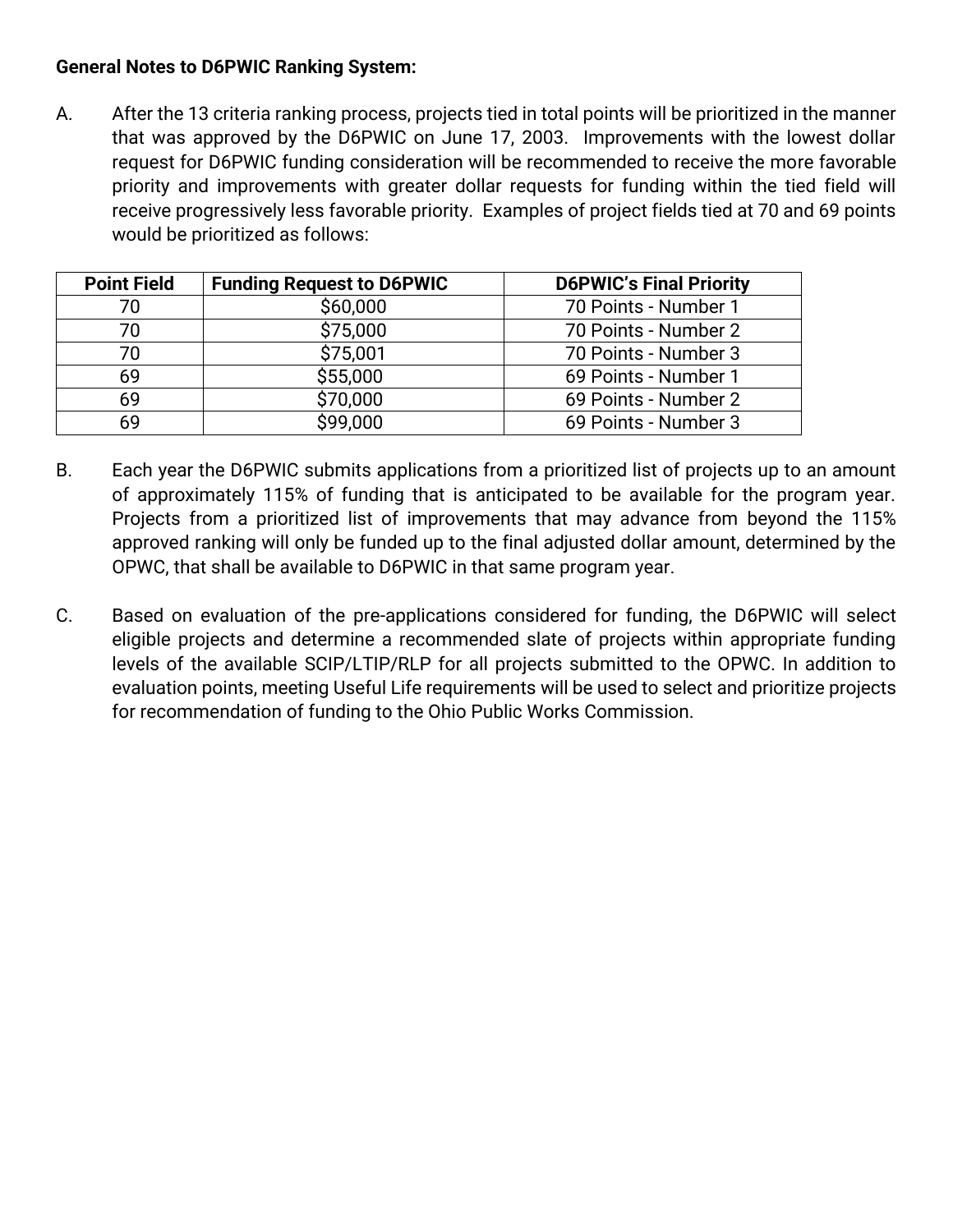**General Notes to D6PWIC Ranking System:**

A. After the 13 criteria ranking process, projects tied in total points will be prioritized in the manner that was approved by the D6PWIC on June 17, 2003. Improvements with the lowest dollar request for D6PWIC funding consideration will be recommended to receive the more favorable priority and improvements with greater dollar requests for funding within the tied field will receive progressively less favorable priority. Examples of project fields tied at 70 and 69 points would be prioritized as follows:

| Point Field | Funding Request to D6PWIC | D6PWIC's Final Priority |
|---|---|---|
| 70 | $60,000 | 70 Points - Number 1 |
| 70 | $75,000 | 70 Points - Number 2 |
| 70 | $75,001 | 70 Points - Number 3 |
| 69 | $55,000 | 69 Points - Number 1 |
| 69 | $70,000 | 69 Points - Number 2 |
| 69 | $99,000 | 69 Points - Number 3 |

B. Each year the D6PWIC submits applications from a prioritized list of projects up to an amount of approximately 115% of funding that is anticipated to be available for the program year. Projects from a prioritized list of improvements that may advance from beyond the 115% approved ranking will only be funded up to the final adjusted dollar amount, determined by the OPWC, that shall be available to D6PWIC in that same program year.

C. Based on evaluation of the pre-applications considered for funding, the D6PWIC will select eligible projects and determine a recommended slate of projects within appropriate funding levels of the available SCIP/LTIP/RLP for all projects submitted to the OPWC. In addition to evaluation points, meeting Useful Life requirements will be used to select and prioritize projects for recommendation of funding to the Ohio Public Works Commission.